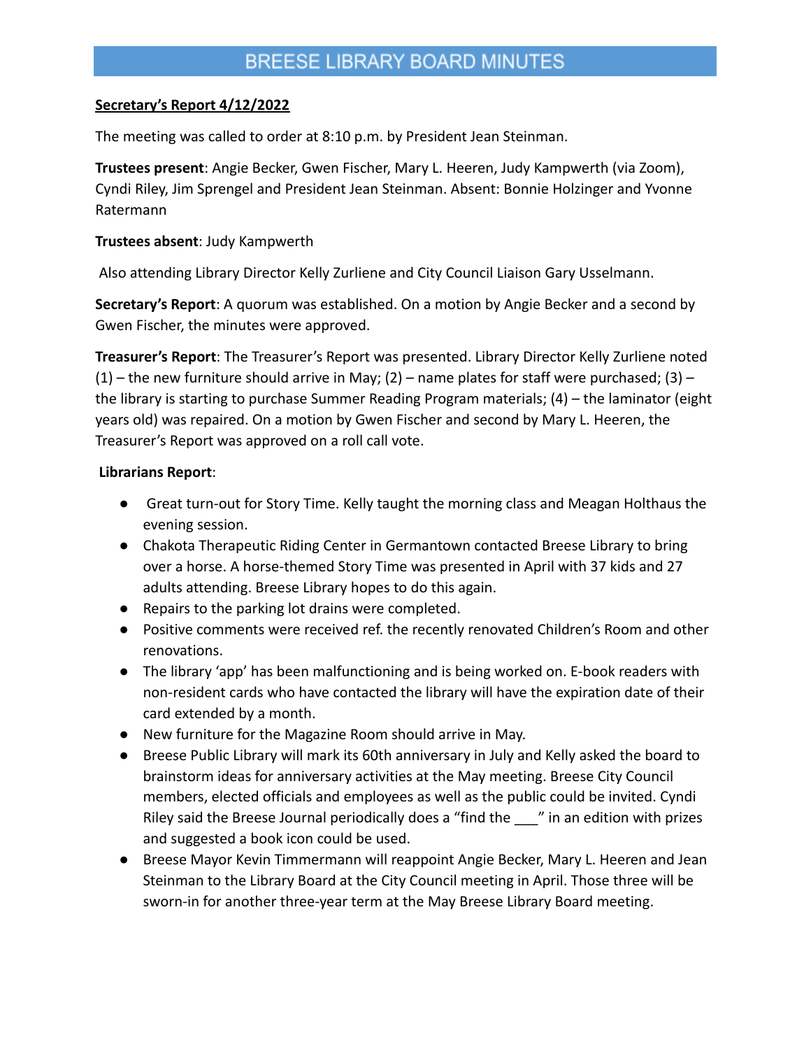# BREESE LIBRARY BOARD MINUTES

**Secretary's Report 4/12/2022**

The meeting was called to order at 8:10 p.m. by President Jean Steinman.

**Trustees present**: Angie Becker, Gwen Fischer, Mary L. Heeren, Judy Kampwerth (via Zoom), Cyndi Riley, Jim Sprengel and President Jean Steinman. Absent: Bonnie Holzinger and Yvonne Ratermann

**Trustees absent**: Judy Kampwerth

Also attending Library Director Kelly Zurliene and City Council Liaison Gary Usselmann.

**Secretary's Report**: A quorum was established. On a motion by Angie Becker and a second by Gwen Fischer, the minutes were approved.

**Treasurer's Report**: The Treasurer's Report was presented. Library Director Kelly Zurliene noted (1) – the new furniture should arrive in May; (2) – name plates for staff were purchased; (3) – the library is starting to purchase Summer Reading Program materials; (4) – the laminator (eight years old) was repaired. On a motion by Gwen Fischer and second by Mary L. Heeren, the Treasurer's Report was approved on a roll call vote.

**Librarians Report**:

- Great turn-out for Story Time. Kelly taught the morning class and Meagan Holthaus the evening session.
- Chakota Therapeutic Riding Center in Germantown contacted Breese Library to bring over a horse. A horse-themed Story Time was presented in April with 37 kids and 27 adults attending. Breese Library hopes to do this again.
- Repairs to the parking lot drains were completed.
- Positive comments were received ref. the recently renovated Children's Room and other renovations.
- The library 'app' has been malfunctioning and is being worked on. E-book readers with non-resident cards who have contacted the library will have the expiration date of their card extended by a month.
- New furniture for the Magazine Room should arrive in May.
- Breese Public Library will mark its 60th anniversary in July and Kelly asked the board to brainstorm ideas for anniversary activities at the May meeting. Breese City Council members, elected officials and employees as well as the public could be invited. Cyndi Riley said the Breese Journal periodically does a "find the ___" in an edition with prizes and suggested a book icon could be used.
- Breese Mayor Kevin Timmermann will reappoint Angie Becker, Mary L. Heeren and Jean Steinman to the Library Board at the City Council meeting in April. Those three will be sworn-in for another three-year term at the May Breese Library Board meeting.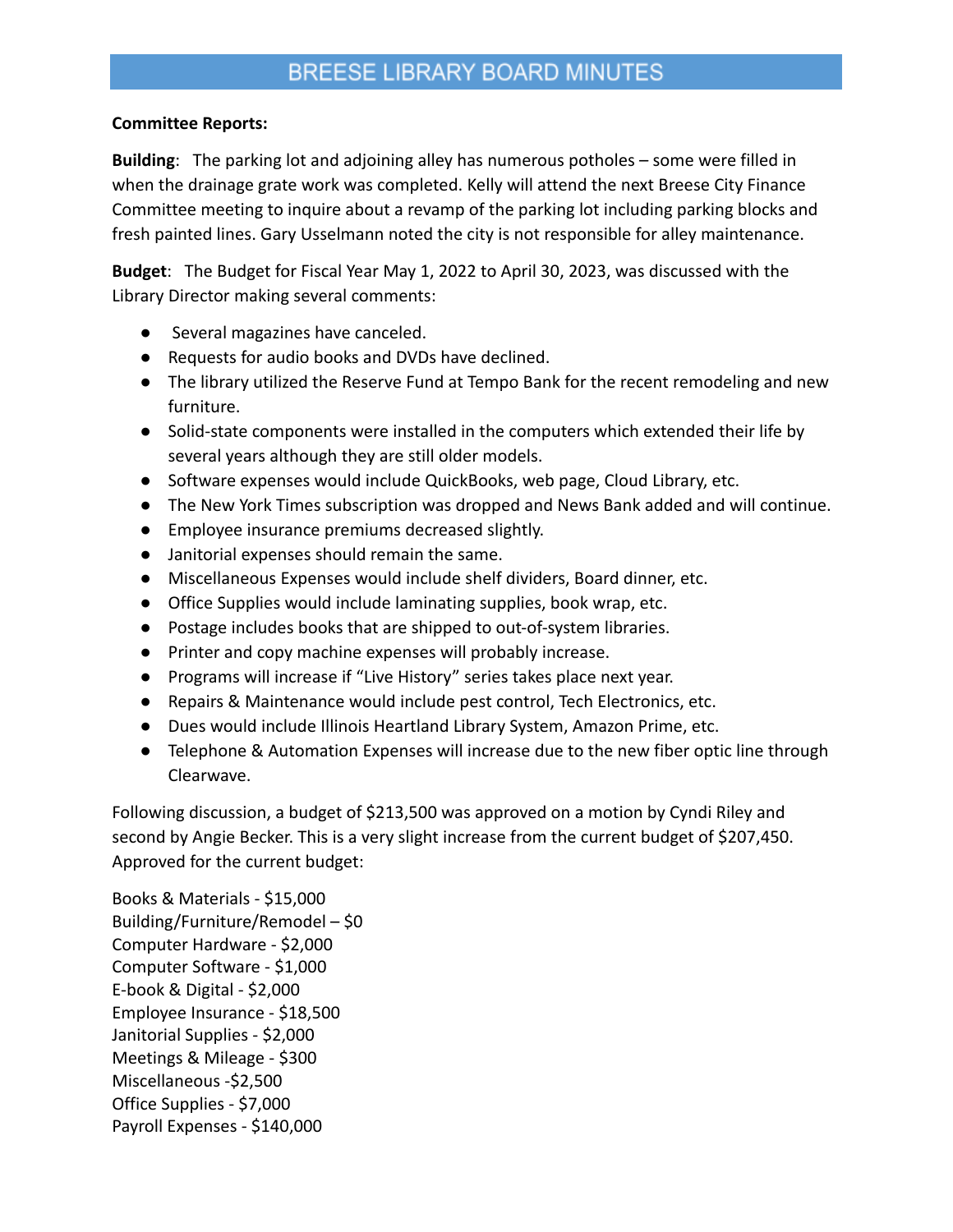**Committee Reports:**

**Building**: The parking lot and adjoining alley has numerous potholes – some were filled in when the drainage grate work was completed. Kelly will attend the next Breese City Finance Committee meeting to inquire about a revamp of the parking lot including parking blocks and fresh painted lines. Gary Usselmann noted the city is not responsible for alley maintenance.

**Budget**: The Budget for Fiscal Year May 1, 2022 to April 30, 2023, was discussed with the Library Director making several comments:

- Several magazines have canceled.
- Requests for audio books and DVDs have declined.
- The library utilized the Reserve Fund at Tempo Bank for the recent remodeling and new furniture.
- Solid-state components were installed in the computers which extended their life by several years although they are still older models.
- Software expenses would include QuickBooks, web page, Cloud Library, etc.
- The New York Times subscription was dropped and News Bank added and will continue.
- Employee insurance premiums decreased slightly.
- Janitorial expenses should remain the same.
- Miscellaneous Expenses would include shelf dividers, Board dinner, etc.
- Office Supplies would include laminating supplies, book wrap, etc.
- Postage includes books that are shipped to out-of-system libraries.
- Printer and copy machine expenses will probably increase.
- Programs will increase if "Live History" series takes place next year.
- Repairs & Maintenance would include pest control, Tech Electronics, etc.
- Dues would include Illinois Heartland Library System, Amazon Prime, etc.
- Telephone & Automation Expenses will increase due to the new fiber optic line through Clearwave.

Following discussion, a budget of $213,500 was approved on a motion by Cyndi Riley and second by Angie Becker. This is a very slight increase from the current budget of $207,450. Approved for the current budget:

Books & Materials - $15,000
Building/Furniture/Remodel – $0
Computer Hardware - $2,000
Computer Software - $1,000
E-book & Digital - $2,000
Employee Insurance - $18,500
Janitorial Supplies - $2,000
Meetings & Mileage - $300
Miscellaneous -$2,500
Office Supplies - $7,000
Payroll Expenses - $140,000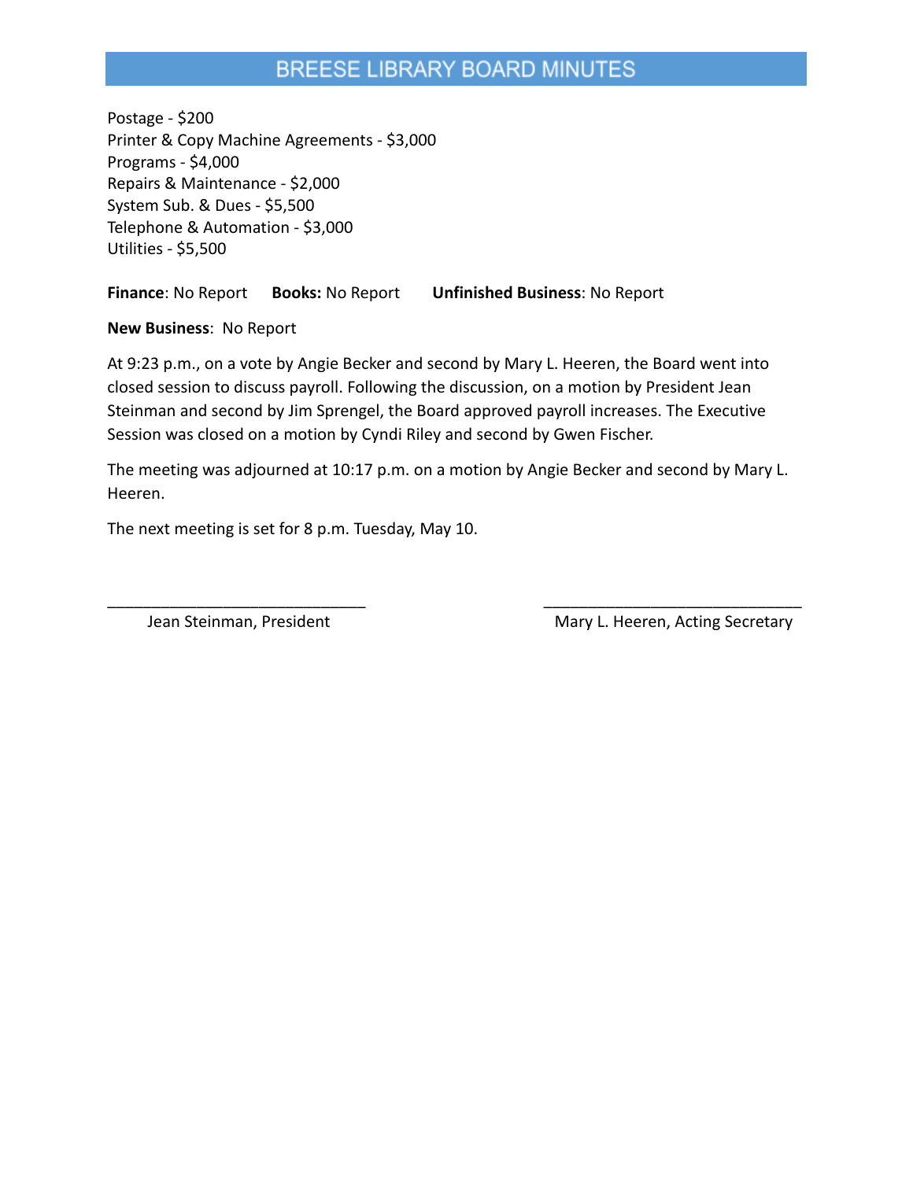Postage - $200
Printer & Copy Machine Agreements - $3,000
Programs - $4,000
Repairs & Maintenance - $2,000
System Sub. & Dues - $5,500
Telephone & Automation - $3,000
Utilities - $5,500

**Finance**: No Report **Books:** No Report **Unfinished Business**: No Report

**New Business**: No Report

At 9:23 p.m., on a vote by Angie Becker and second by Mary L. Heeren, the Board went into closed session to discuss payroll. Following the discussion, on a motion by President Jean Steinman and second by Jim Sprengel, the Board approved payroll increases. The Executive Session was closed on a motion by Cyndi Riley and second by Gwen Fischer.

The meeting was adjourned at 10:17 p.m. on a motion by Angie Becker and second by Mary L. Heeren.

The next meeting is set for 8 p.m. Tuesday, May 10.

_______________________________ Jean Steinman, President

_______________________________ Mary L. Heeren, Acting Secretary